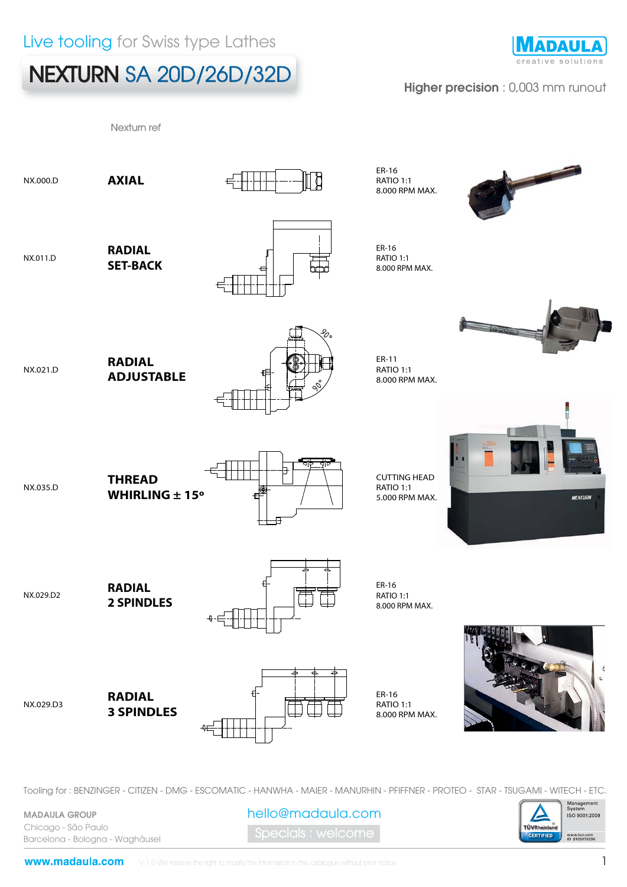Live tooling for Swiss type Lathes

# NEXTURN SA 20D/26D/32D

**MADAULA** creative solutions

**Higher precision** : 0,003 mm runout

| Nexturn ref | | |
|---|---|---|
| NX.000.D | **AXIAL** | ER-16<br>RATIO 1:1<br>8.000 RPM MAX. |
| NX.011.D | **RADIAL SET-BACK** | ER-16<br>RATIO 1:1<br>8.000 RPM MAX. |
| NX.021.D | **RADIAL ADJUSTABLE** | ER-11<br>RATIO 1:1<br>8.000 RPM MAX. |
| NX.035.D | **THREAD WHIRLING ± 15º** | CUTTING HEAD<br>RATIO 1:1<br>5.000 RPM MAX. |
| NX.029.D2 | **RADIAL 2 SPINDLES** | ER-16<br>RATIO 1:1<br>8.000 RPM MAX. |
| NX.029.D3 | **RADIAL 3 SPINDLES** | ER-16<br>RATIO 1:1<br>8.000 RPM MAX. |

Tooling for : BENZINGER - CITIZEN - DMG - ESCOMATIC - HANWHA - MAIER - MANURHIN - PFIFFNER - PROTEO - STAR - TSUGAMI - WITECH - ETC.

MADAULA GROUP
Chicago - São Paulo
Barcelona - Bologna - Waghäusel

hello@madaula.com

Specials : welcome

Management System ISO 9001:2008 — TÜVRheinland CERTIFIED — www.tuv.com ID 9105079298

www.madaula.com V 1.0 We reserve the right to modify the information in this catalogue without prior notice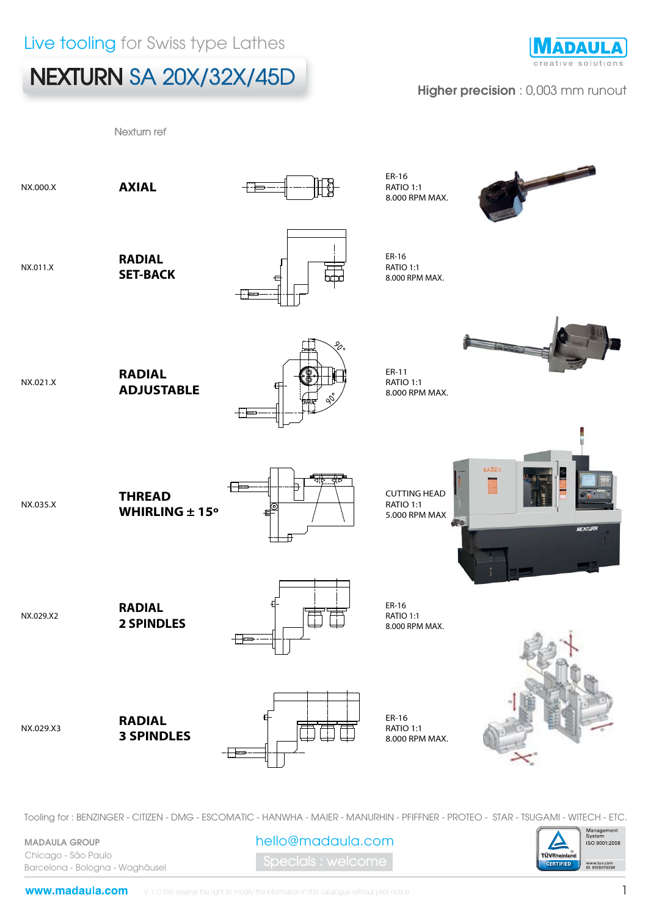Live tooling for Swiss type Lathes

# NEXTURN SA 20X/32X/45D

MADAULA creative solutions

**Higher precision** : 0,003 mm runout

| Nexturn ref | | |
|---|---|---|
| NX.000.X | **AXIAL** | ER-16<br>RATIO 1:1<br>8.000 RPM MAX. |
| NX.011.X | **RADIAL SET-BACK** | ER-16<br>RATIO 1:1<br>8.000 RPM MAX. |
| NX.021.X | **RADIAL ADJUSTABLE** | ER-11<br>RATIO 1:1<br>8.000 RPM MAX. |
| NX.035.X | **THREAD WHIRLING ± 15º** | CUTTING HEAD<br>RATIO 1:1<br>5.000 RPM MAX |
| NX.029.X2 | **RADIAL 2 SPINDLES** | ER-16<br>RATIO 1:1<br>8.000 RPM MAX. |
| NX.029.X3 | **RADIAL 3 SPINDLES** | ER-16<br>RATIO 1:1<br>8.000 RPM MAX. |

Tooling for : BENZINGER - CITIZEN - DMG - ESCOMATIC - HANWHA - MAIER - MANURHIN - PFIFFNER - PROTEO - STAR - TSUGAMI - WITECH - ETC.

MADAULA GROUP
Chicago - São Paulo
Barcelona - Bologna - Waghäusel

hello@madaula.com
Specials : welcome

Management System ISO 9001:2008
TÜVRheinland CERTIFIED
www.tuv.com ID 9105079298

www.madaula.com V 1.0 We reserve the right to modify the information in this catalogue without prior notice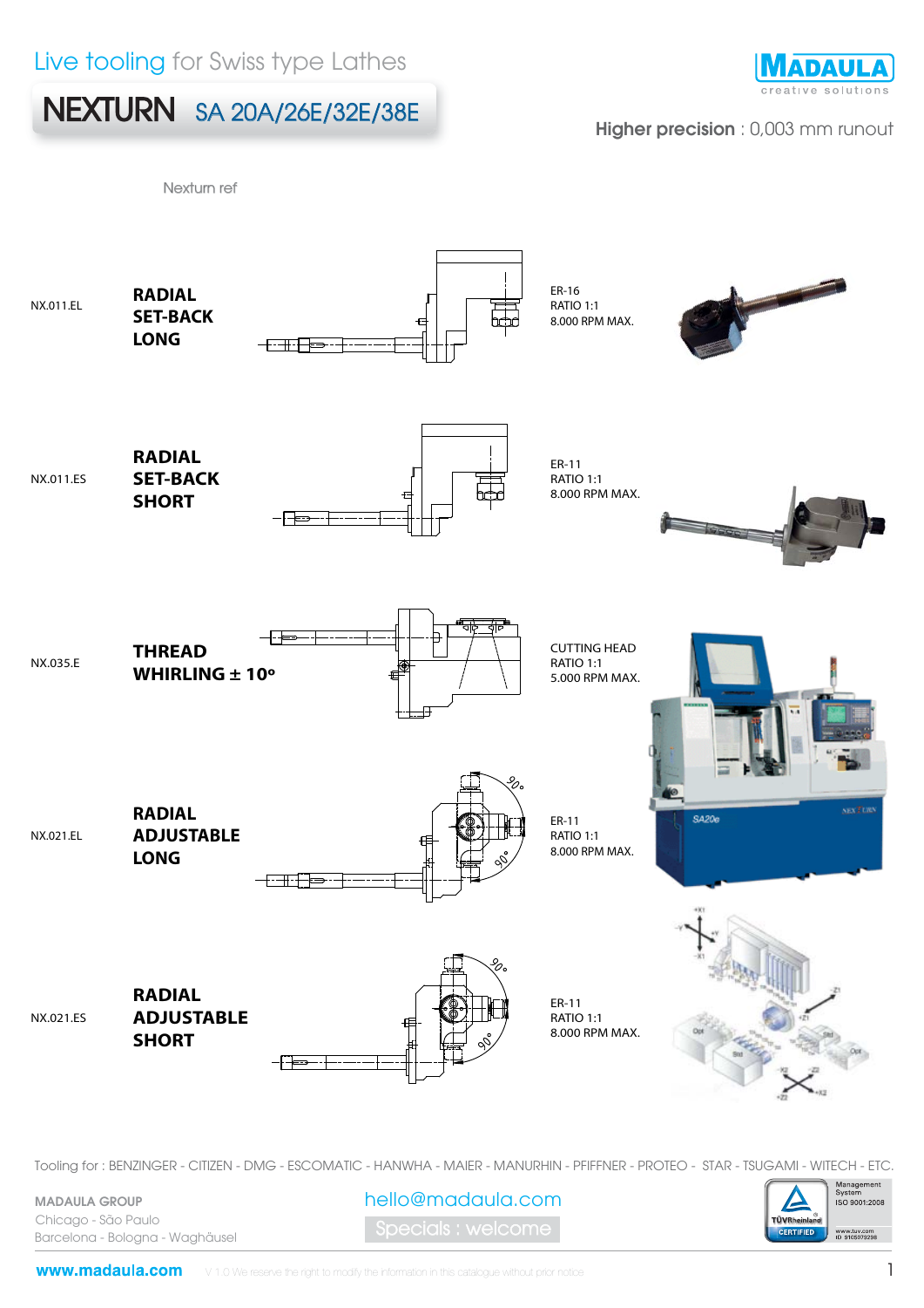# Live tooling for Swiss type Lathes

## NEXTURN SA 20A/26E/32E/38E

**MADAULA** creative solutions

**Higher precision** : 0,003 mm runout

| Nexturn ref | | |
|---|---|---|
| NX.011.EL | **RADIAL SET-BACK LONG** | ER-16<br>RATIO 1:1<br>8.000 RPM MAX. |
| NX.011.ES | **RADIAL SET-BACK SHORT** | ER-11<br>RATIO 1:1<br>8.000 RPM MAX. |
| NX.035.E | **THREAD WHIRLING ± 10º** | CUTTING HEAD<br>RATIO 1:1<br>5.000 RPM MAX. |
| NX.021.EL | **RADIAL ADJUSTABLE LONG** | ER-11<br>RATIO 1:1<br>8.000 RPM MAX. |
| NX.021.ES | **RADIAL ADJUSTABLE SHORT** | ER-11<br>RATIO 1:1<br>8.000 RPM MAX. |

Tooling for : BENZINGER - CITIZEN - DMG - ESCOMATIC - HANWHA - MAIER - MANURHIN - PFIFFNER - PROTEO - STAR - TSUGAMI - WITECH - ETC.

**MADAULA GROUP**
Chicago - São Paulo
Barcelona - Bologna - Waghäusel

hello@madaula.com

Specials : welcome

Management System ISO 9001:2008
TÜVRheinland CERTIFIED
www.tuv.com ID 9105079298

**www.madaula.com** V 1.0 We reserve the right to modify the information in this catalogue without prior notice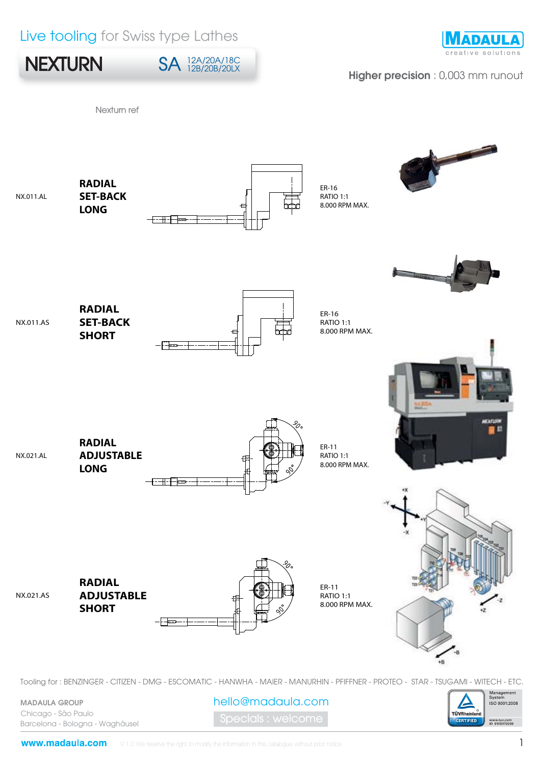# Live tooling for Swiss type Lathes

## NEXTURN SA 12A/20A/18C 12B/20B/20LX

**MADAULA** creative solutions

**Higher precision** : 0,003 mm runout

| Nexturn ref | | |
|---|---|---|
| NX.011.AL | **RADIAL SET-BACK LONG** | ER-16<br>RATIO 1:1<br>8.000 RPM MAX. |
| NX.011.AS | **RADIAL SET-BACK SHORT** | ER-16<br>RATIO 1:1<br>8.000 RPM MAX. |
| NX.021.AL | **RADIAL ADJUSTABLE LONG** | ER-11<br>RATIO 1:1<br>8.000 RPM MAX. |
| NX.021.AS | **RADIAL ADJUSTABLE SHORT** | ER-11<br>RATIO 1:1<br>8.000 RPM MAX. |

90°
90°
90°
90°

Tooling for : BENZINGER - CITIZEN - DMG - ESCOMATIC - HANWHA - MAIER - MANURHIN - PFIFFNER - PROTEO - STAR - TSUGAMI - WITECH - ETC.

MADAULA GROUP
Chicago - São Paulo
Barcelona - Bologna - Waghäusel

hello@madaula.com

Specials : welcome

Management System ISO 9001:2008
TÜVRheinland CERTIFIED
www.tuv.com ID 9105079298

www.madaula.com V 1.0 We reserve the right to modify the information in this catalogue without prior notice